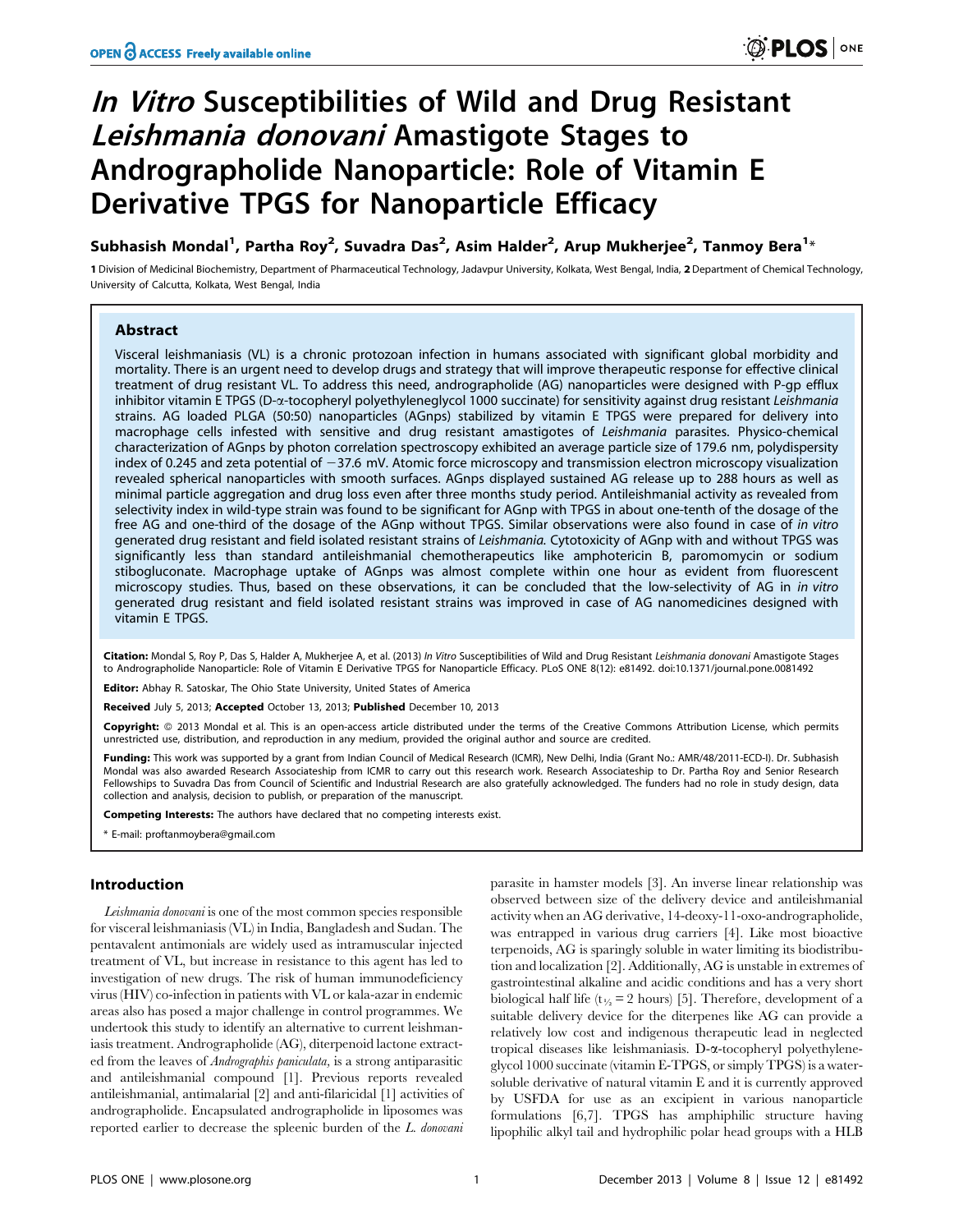# *In Vitro* Susceptibilities of Wild and Drug Resistant *Leishmania donovani* Amastigote Stages to Andrographolide Nanoparticle: Role of Vitamin E Derivative TPGS for Nanoparticle Efficacy

**Subhasish Mondal[1], Partha Roy[2], Suvadra Das[2], Asim Halder[2], Arup Mukherjee[2], Tanmoy Bera[1]***

1 Division of Medicinal Biochemistry, Department of Pharmaceutical Technology, Jadavpur University, Kolkata, West Bengal, India, 2 Department of Chemical Technology, University of Calcutta, Kolkata, West Bengal, India

## Abstract

Visceral leishmaniasis (VL) is a chronic protozoan infection in humans associated with significant global morbidity and mortality. There is an urgent need to develop drugs and strategy that will improve therapeutic response for effective clinical treatment of drug resistant VL. To address this need, andrographolide (AG) nanoparticles were designed with P-gp efflux inhibitor vitamin E TPGS (D-α-tocopheryl polyethyleneglycol 1000 succinate) for sensitivity against drug resistant *Leishmania* strains. AG loaded PLGA (50:50) nanoparticles (AGnps) stabilized by vitamin E TPGS were prepared for delivery into macrophage cells infested with sensitive and drug resistant amastigotes of *Leishmania* parasites. Physico-chemical characterization of AGnps by photon correlation spectroscopy exhibited an average particle size of 179.6 nm, polydispersity index of 0.245 and zeta potential of −37.6 mV. Atomic force microscopy and transmission electron microscopy visualization revealed spherical nanoparticles with smooth surfaces. AGnps displayed sustained AG release up to 288 hours as well as minimal particle aggregation and drug loss even after three months study period. Antileishmanial activity as revealed from selectivity index in wild-type strain was found to be significant for AGnp with TPGS in about one-tenth of the dosage of the free AG and one-third of the dosage of the AGnp without TPGS. Similar observations were also found in case of *in vitro* generated drug resistant and field isolated resistant strains of *Leishmania.* Cytotoxicity of AGnp with and without TPGS was significantly less than standard antileishmanial chemotherapeutics like amphotericin B, paromomycin or sodium stibogluconate. Macrophage uptake of AGnps was almost complete within one hour as evident from fluorescent microscopy studies. Thus, based on these observations, it can be concluded that the low-selectivity of AG in *in vitro* generated drug resistant and field isolated resistant strains was improved in case of AG nanomedicines designed with vitamin E TPGS.

**Citation:** Mondal S, Roy P, Das S, Halder A, Mukherjee A, et al. (2013) *In Vitro* Susceptibilities of Wild and Drug Resistant *Leishmania donovani* Amastigote Stages to Andrographolide Nanoparticle: Role of Vitamin E Derivative TPGS for Nanoparticle Efficacy. PLoS ONE 8(12): e81492. doi:10.1371/journal.pone.0081492

**Editor:** Abhay R. Satoskar, The Ohio State University, United States of America

**Received** July 5, 2013; **Accepted** October 13, 2013; **Published** December 10, 2013

**Copyright:** © 2013 Mondal et al. This is an open-access article distributed under the terms of the Creative Commons Attribution License, which permits unrestricted use, distribution, and reproduction in any medium, provided the original author and source are credited.

**Funding:** This work was supported by a grant from Indian Council of Medical Research (ICMR), New Delhi, India (Grant No.: AMR/48/2011-ECD-I). Dr. Subhasish Mondal was also awarded Research Associateship from ICMR to carry out this research work. Research Associateship to Dr. Partha Roy and Senior Research Fellowships to Suvadra Das from Council of Scientific and Industrial Research are also gratefully acknowledged. The funders had no role in study design, data collection and analysis, decision to publish, or preparation of the manuscript.

**Competing Interests:** The authors have declared that no competing interests exist.

\* E-mail: proftanmoybera@gmail.com

## Introduction

*Leishmania donovani* is one of the most common species responsible for visceral leishmaniasis (VL) in India, Bangladesh and Sudan. The pentavalent antimonials are widely used as intramuscular injected treatment of VL, but increase in resistance to this agent has led to investigation of new drugs. The risk of human immunodeficiency virus (HIV) co-infection in patients with VL or kala-azar in endemic areas also has posed a major challenge in control programmes. We undertook this study to identify an alternative to current leishmaniasis treatment. Andrographolide (AG), diterpenoid lactone extracted from the leaves of *Andrographis paniculata*, is a strong antiparasitic and antileishmanial compound [1]. Previous reports revealed antileishmanial, antimalarial [2] and anti-filaricidal [1] activities of andrographolide. Encapsulated andrographolide in liposomes was reported earlier to decrease the spleenic burden of the *L. donovani* parasite in hamster models [3]. An inverse linear relationship was observed between size of the delivery device and antileishmanial activity when an AG derivative, 14-deoxy-11-oxo-andrographolide, was entrapped in various drug carriers [4]. Like most bioactive terpenoids, AG is sparingly soluble in water limiting its biodistribution and localization [2]. Additionally, AG is unstable in extremes of gastrointestinal alkaline and acidic conditions and has a very short biological half life ($t_{1/2} = 2$ hours) [5]. Therefore, development of a suitable delivery device for the diterpenes like AG can provide a relatively low cost and indigenous therapeutic lead in neglected tropical diseases like leishmaniasis. D-α-tocopheryl polyethyleneglycol 1000 succinate (vitamin E-TPGS, or simply TPGS) is a water-soluble derivative of natural vitamin E and it is currently approved by USFDA for use as an excipient in various nanoparticle formulations [6,7]. TPGS has amphiphilic structure having lipophilic alkyl tail and hydrophilic polar head groups with a HLB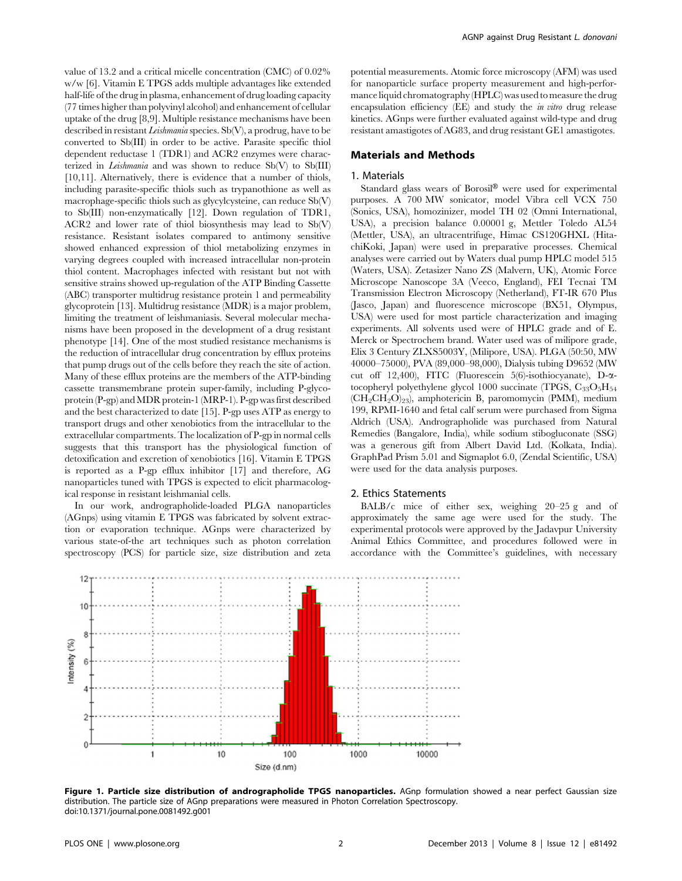value of 13.2 and a critical micelle concentration (CMC) of 0.02% w/w [6]. Vitamin E TPGS adds multiple advantages like extended half-life of the drug in plasma, enhancement of drug loading capacity (77 times higher than polyvinyl alcohol) and enhancement of cellular uptake of the drug [8,9]. Multiple resistance mechanisms have been described in resistant *Leishmania* species. Sb(V), a prodrug, have to be converted to Sb(III) in order to be active. Parasite specific thiol dependent reductase 1 (TDR1) and ACR2 enzymes were characterized in *Leishmania* and was shown to reduce Sb(V) to Sb(III) [10,11]. Alternatively, there is evidence that a number of thiols, including parasite-specific thiols such as trypanothione as well as macrophage-specific thiols such as glycylcysteine, can reduce Sb(V) to Sb(III) non-enzymatically [12]. Down regulation of TDR1, ACR2 and lower rate of thiol biosynthesis may lead to Sb(V) resistance. Resistant isolates compared to antimony sensitive showed enhanced expression of thiol metabolizing enzymes in varying degrees coupled with increased intracellular non-protein thiol content. Macrophages infected with resistant but not with sensitive strains showed up-regulation of the ATP Binding Cassette (ABC) transporter multidrug resistance protein 1 and permeability glycoprotein [13]. Multidrug resistance (MDR) is a major problem, limiting the treatment of leishmaniasis. Several molecular mechanisms have been proposed in the development of a drug resistant phenotype [14]. One of the most studied resistance mechanisms is the reduction of intracellular drug concentration by efflux proteins that pump drugs out of the cells before they reach the site of action. Many of these efflux proteins are the members of the ATP-binding cassette transmembrane protein super-family, including P-glycoprotein (P-gp) and MDR protein-1 (MRP-1). P-gp was first described and the best characterized to date [15]. P-gp uses ATP as energy to transport drugs and other xenobiotics from the intracellular to the extracellular compartments. The localization of P-gp in normal cells suggests that this transport has the physiological function of detoxification and excretion of xenobiotics [16]. Vitamin E TPGS is reported as a P-gp efflux inhibitor [17] and therefore, AG nanoparticles tuned with TPGS is expected to elicit pharmacological response in resistant leishmanial cells.

In our work, andrographolide-loaded PLGA nanoparticles (AGnps) using vitamin E TPGS was fabricated by solvent extraction or evaporation technique. AGnps were characterized by various state-of-the art techniques such as photon correlation spectroscopy (PCS) for particle size, size distribution and zeta potential measurements. Atomic force microscopy (AFM) was used for nanoparticle surface property measurement and high-performance liquid chromatography (HPLC) was used to measure the drug encapsulation efficiency (EE) and study the *in vitro* drug release kinetics. AGnps were further evaluated against wild-type and drug resistant amastigotes of AG83, and drug resistant GE1 amastigotes.

## Materials and Methods

### 1. Materials

Standard glass wears of Borosil® were used for experimental purposes. A 700 MW sonicator, model Vibra cell VCX 750 (Sonics, USA), homozinizer, model TH 02 (Omni International, USA), a precision balance 0.00001 g, Mettler Toledo AL54 (Mettler, USA), an ultracentrifuge, Himac CS120GHXL (HitachiKoki, Japan) were used in preparative processes. Chemical analyses were carried out by Waters dual pump HPLC model 515 (Waters, USA). Zetasizer Nano ZS (Malvern, UK), Atomic Force Microscope Nanoscope 3A (Veeco, England), FEI Tecnai TM Transmission Electron Microscopy (Netherland), FT-IR 670 Plus (Jasco, Japan) and fluorescence microscope (BX51, Olympus, USA) were used for most particle characterization and imaging experiments. All solvents used were of HPLC grade and of E. Merck or Spectrochem brand. Water used was of milipore grade, Elix 3 Century ZLXS5003Y, (Milipore, USA). PLGA (50:50, MW 40000–75000), PVA (89,000–98,000), Dialysis tubing D9652 (MW cut off 12,400), FITC (Fluorescein 5(6)-isothiocyanate), D-α-tocopheryl polyethylene glycol 1000 succinate (TPGS, $C_{33}O_5H_{54}(CH_2CH_2O)_{23}$), amphotericin B, paromomycin (PMM), medium 199, RPMI-1640 and fetal calf serum were purchased from Sigma Aldrich (USA). Andrographolide was purchased from Natural Remedies (Bangalore, India), while sodium stibogluconate (SSG) was a generous gift from Albert David Ltd. (Kolkata, India). GraphPad Prism 5.01 and Sigmaplot 6.0, (Zendal Scientific, USA) were used for the data analysis purposes.

### 2. Ethics Statements

BALB/c mice of either sex, weighing 20–25 g and of approximately the same age were used for the study. The experimental protocols were approved by the Jadavpur University Animal Ethics Committee, and procedures followed were in accordance with the Committee's guidelines, with necessary

**Figure 1. Particle size distribution of andrographolide TPGS nanoparticles.** AGnp formulation showed a near perfect Gaussian size distribution. The particle size of AGnp preparations were measured in Photon Correlation Spectroscopy.
doi:10.1371/journal.pone.0081492.g001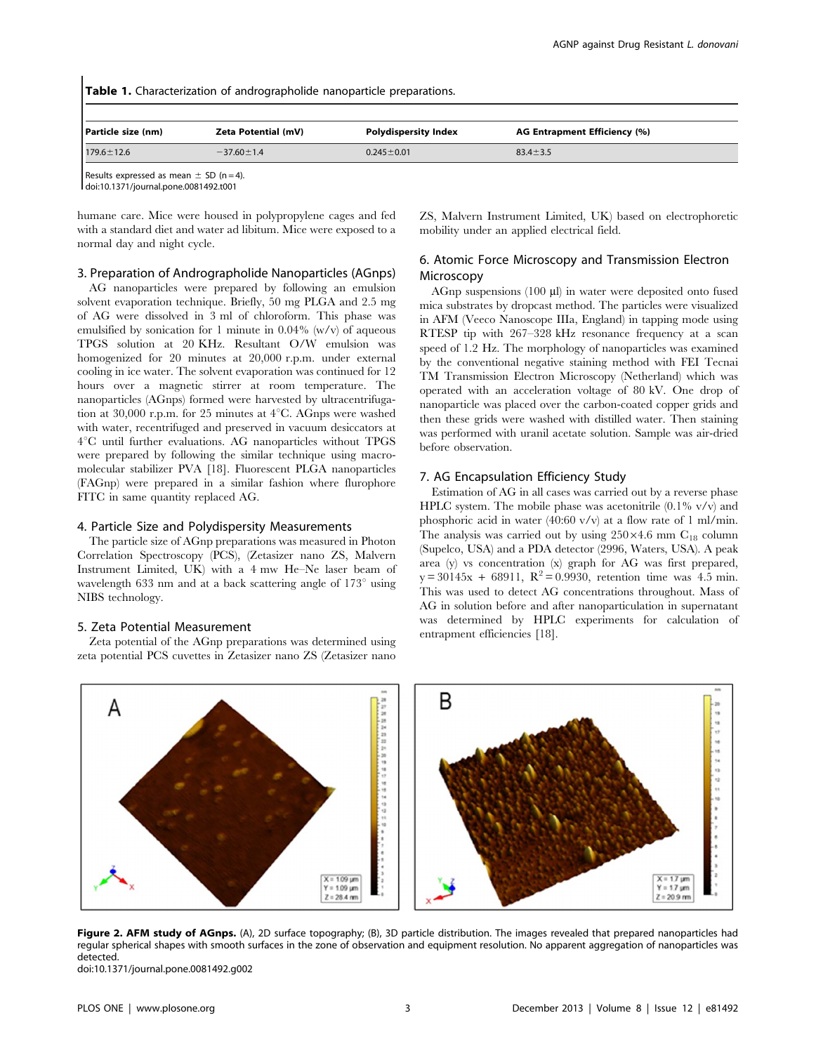**Table 1.** Characterization of andrographolide nanoparticle preparations.

| Particle size (nm) | Zeta Potential (mV) | Polydispersity Index | AG Entrapment Efficiency (%) |
|---|---|---|---|
| $179.6 \pm 12.6$ | $-37.60 \pm 1.4$ | $0.245 \pm 0.01$ | $83.4 \pm 3.5$ |

Results expressed as mean ± SD (n = 4).
doi:10.1371/journal.pone.0081492.t001

humane care. Mice were housed in polypropylene cages and fed with a standard diet and water ad libitum. Mice were exposed to a normal day and night cycle.

### 3. Preparation of Andrographolide Nanoparticles (AGnps)

AG nanoparticles were prepared by following an emulsion solvent evaporation technique. Briefly, 50 mg PLGA and 2.5 mg of AG were dissolved in 3 ml of chloroform. This phase was emulsified by sonication for 1 minute in 0.04% (w/v) of aqueous TPGS solution at 20 KHz. Resultant O/W emulsion was homogenized for 20 minutes at 20,000 r.p.m. under external cooling in ice water. The solvent evaporation was continued for 12 hours over a magnetic stirrer at room temperature. The nanoparticles (AGnps) formed were harvested by ultracentrifugation at 30,000 r.p.m. for 25 minutes at 4°C. AGnps were washed with water, recentrifuged and preserved in vacuum desiccators at 4°C until further evaluations. AG nanoparticles without TPGS were prepared by following the similar technique using macromolecular stabilizer PVA [18]. Fluorescent PLGA nanoparticles (FAGnp) were prepared in a similar fashion where flurophore FITC in same quantity replaced AG.

### 4. Particle Size and Polydispersity Measurements

The particle size of AGnp preparations was measured in Photon Correlation Spectroscopy (PCS), (Zetasizer nano ZS, Malvern Instrument Limited, UK) with a 4 mw He–Ne laser beam of wavelength 633 nm and at a back scattering angle of 173° using NIBS technology.

### 5. Zeta Potential Measurement

Zeta potential of the AGnp preparations was determined using zeta potential PCS cuvettes in Zetasizer nano ZS (Zetasizer nano ZS, Malvern Instrument Limited, UK) based on electrophoretic mobility under an applied electrical field.

### 6. Atomic Force Microscopy and Transmission Electron Microscopy

AGnp suspensions (100 µl) in water were deposited onto fused mica substrates by dropcast method. The particles were visualized in AFM (Veeco Nanoscope IIIa, England) in tapping mode using RTESP tip with 267–328 kHz resonance frequency at a scan speed of 1.2 Hz. The morphology of nanoparticles was examined by the conventional negative staining method with FEI Tecnai TM Transmission Electron Microscopy (Netherland) which was operated with an acceleration voltage of 80 kV. One drop of nanoparticle was placed over the carbon-coated copper grids and then these grids were washed with distilled water. Then staining was performed with uranil acetate solution. Sample was air-dried before observation.

### 7. AG Encapsulation Efficiency Study

Estimation of AG in all cases was carried out by a reverse phase HPLC system. The mobile phase was acetonitrile (0.1% v/v) and phosphoric acid in water (40:60 v/v) at a flow rate of 1 ml/min. The analysis was carried out by using 250×4.6 mm $C_{18}$ column (Supelco, USA) and a PDA detector (2996, Waters, USA). A peak area (y) vs concentration (x) graph for AG was first prepared, $y = 30145x + 68911$, $R^2 = 0.9930$, retention time was 4.5 min. This was used to detect AG concentrations throughout. Mass of AG in solution before and after nanoparticulation in supernatant was determined by HPLC experiments for calculation of entrapment efficiencies [18].

**Figure 2. AFM study of AGnps.** (A), 2D surface topography; (B), 3D particle distribution. The images revealed that prepared nanoparticles had regular spherical shapes with smooth surfaces in the zone of observation and equipment resolution. No apparent aggregation of nanoparticles was detected.
doi:10.1371/journal.pone.0081492.g002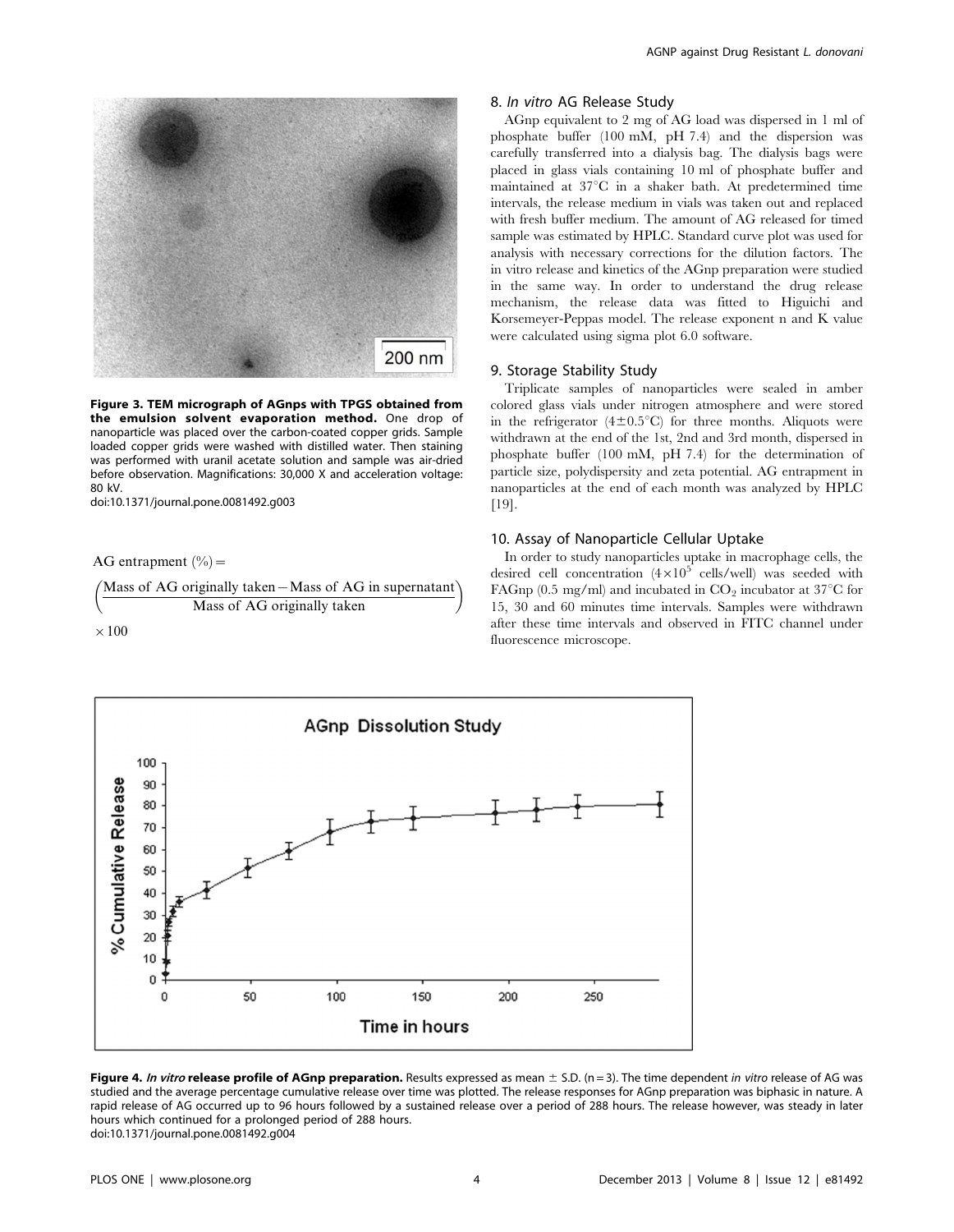**Figure 3. TEM micrograph of AGnps with TPGS obtained from the emulsion solvent evaporation method.** One drop of nanoparticle was placed over the carbon-coated copper grids. Sample loaded copper grids were washed with distilled water. Then staining was performed with uranil acetate solution and sample was air-dried before observation. Magnifications: 30,000 X and acceleration voltage: 80 kV.
doi:10.1371/journal.pone.0081492.g003

$$\text{AG entrapment } (\%) = \left(\frac{\text{Mass of AG originally taken} - \text{Mass of AG in supernatant}}{\text{Mass of AG originally taken}}\right) \times 100$$

### 8. *In vitro* AG Release Study

AGnp equivalent to 2 mg of AG load was dispersed in 1 ml of phosphate buffer (100 mM, pH 7.4) and the dispersion was carefully transferred into a dialysis bag. The dialysis bags were placed in glass vials containing 10 ml of phosphate buffer and maintained at 37°C in a shaker bath. At predetermined time intervals, the release medium in vials was taken out and replaced with fresh buffer medium. The amount of AG released for timed sample was estimated by HPLC. Standard curve plot was used for analysis with necessary corrections for the dilution factors. The in vitro release and kinetics of the AGnp preparation were studied in the same way. In order to understand the drug release mechanism, the release data was fitted to Higuichi and Korsemeyer-Peppas model. The release exponent n and K value were calculated using sigma plot 6.0 software.

### 9. Storage Stability Study

Triplicate samples of nanoparticles were sealed in amber colored glass vials under nitrogen atmosphere and were stored in the refrigerator (4±0.5°C) for three months. Aliquots were withdrawn at the end of the 1st, 2nd and 3rd month, dispersed in phosphate buffer (100 mM, pH 7.4) for the determination of particle size, polydispersity and zeta potential. AG entrapment in nanoparticles at the end of each month was analyzed by HPLC [19].

### 10. Assay of Nanoparticle Cellular Uptake

In order to study nanoparticles uptake in macrophage cells, the desired cell concentration ($4\times10^5$ cells/well) was seeded with FAGnp (0.5 mg/ml) and incubated in $CO_2$ incubator at 37°C for 15, 30 and 60 minutes time intervals. Samples were withdrawn after these time intervals and observed in FITC channel under fluorescence microscope.

**Figure 4. *In vitro* release profile of AGnp preparation.** Results expressed as mean ± S.D. (n = 3). The time dependent *in vitro* release of AG was studied and the average percentage cumulative release over time was plotted. The release responses for AGnp preparation was biphasic in nature. A rapid release of AG occurred up to 96 hours followed by a sustained release over a period of 288 hours. The release however, was steady in later hours which continued for a prolonged period of 288 hours.
doi:10.1371/journal.pone.0081492.g004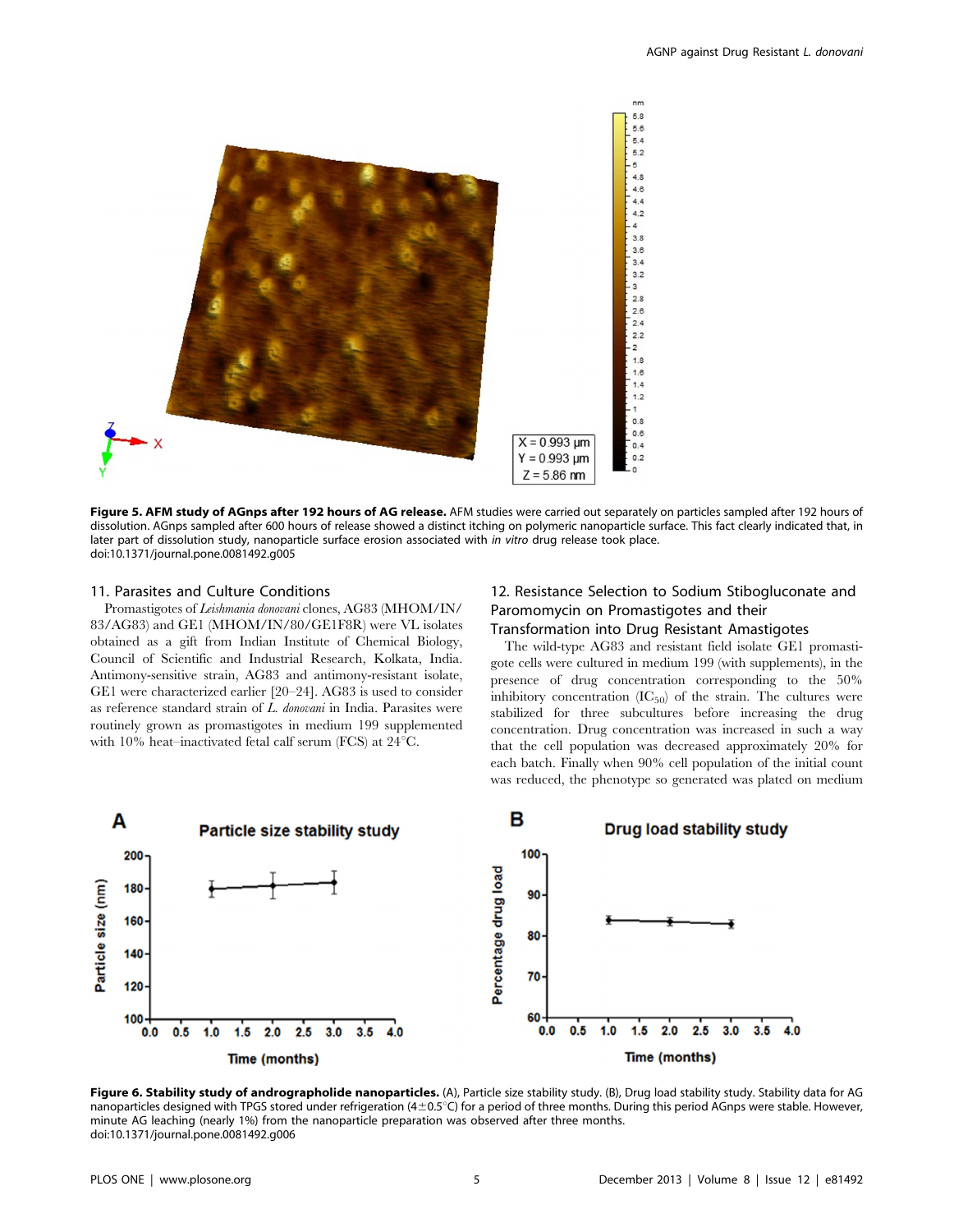**Figure 5. AFM study of AGnps after 192 hours of AG release.** AFM studies were carried out separately on particles sampled after 192 hours of dissolution. AGnps sampled after 600 hours of release showed a distinct itching on polymeric nanoparticle surface. This fact clearly indicated that, in later part of dissolution study, nanoparticle surface erosion associated with *in vitro* drug release took place.
doi:10.1371/journal.pone.0081492.g005

## 11. Parasites and Culture Conditions

Promastigotes of *Leishmania donovani* clones, AG83 (MHOM/IN/83/AG83) and GE1 (MHOM/IN/80/GE1F8R) were VL isolates obtained as a gift from Indian Institute of Chemical Biology, Council of Scientific and Industrial Research, Kolkata, India. Antimony-sensitive strain, AG83 and antimony-resistant isolate, GE1 were characterized earlier [20–24]. AG83 is used to consider as reference standard strain of *L. donovani* in India. Parasites were routinely grown as promastigotes in medium 199 supplemented with 10% heat–inactivated fetal calf serum (FCS) at 24°C.

## 12. Resistance Selection to Sodium Stibogluconate and Paromomycin on Promastigotes and their Transformation into Drug Resistant Amastigotes

The wild-type AG83 and resistant field isolate GE1 promastigote cells were cultured in medium 199 (with supplements), in the presence of drug concentration corresponding to the 50% inhibitory concentration ($IC_{50}$) of the strain. The cultures were stabilized for three subcultures before increasing the drug concentration. Drug concentration was increased in such a way that the cell population was decreased approximately 20% for each batch. Finally when 90% cell population of the initial count was reduced, the phenotype so generated was plated on medium

**Figure 6. Stability study of andrographolide nanoparticles.** (A), Particle size stability study. (B), Drug load stability study. Stability data for AG nanoparticles designed with TPGS stored under refrigeration (4±0.5°C) for a period of three months. During this period AGnps were stable. However, minute AG leaching (nearly 1%) from the nanoparticle preparation was observed after three months.
doi:10.1371/journal.pone.0081492.g006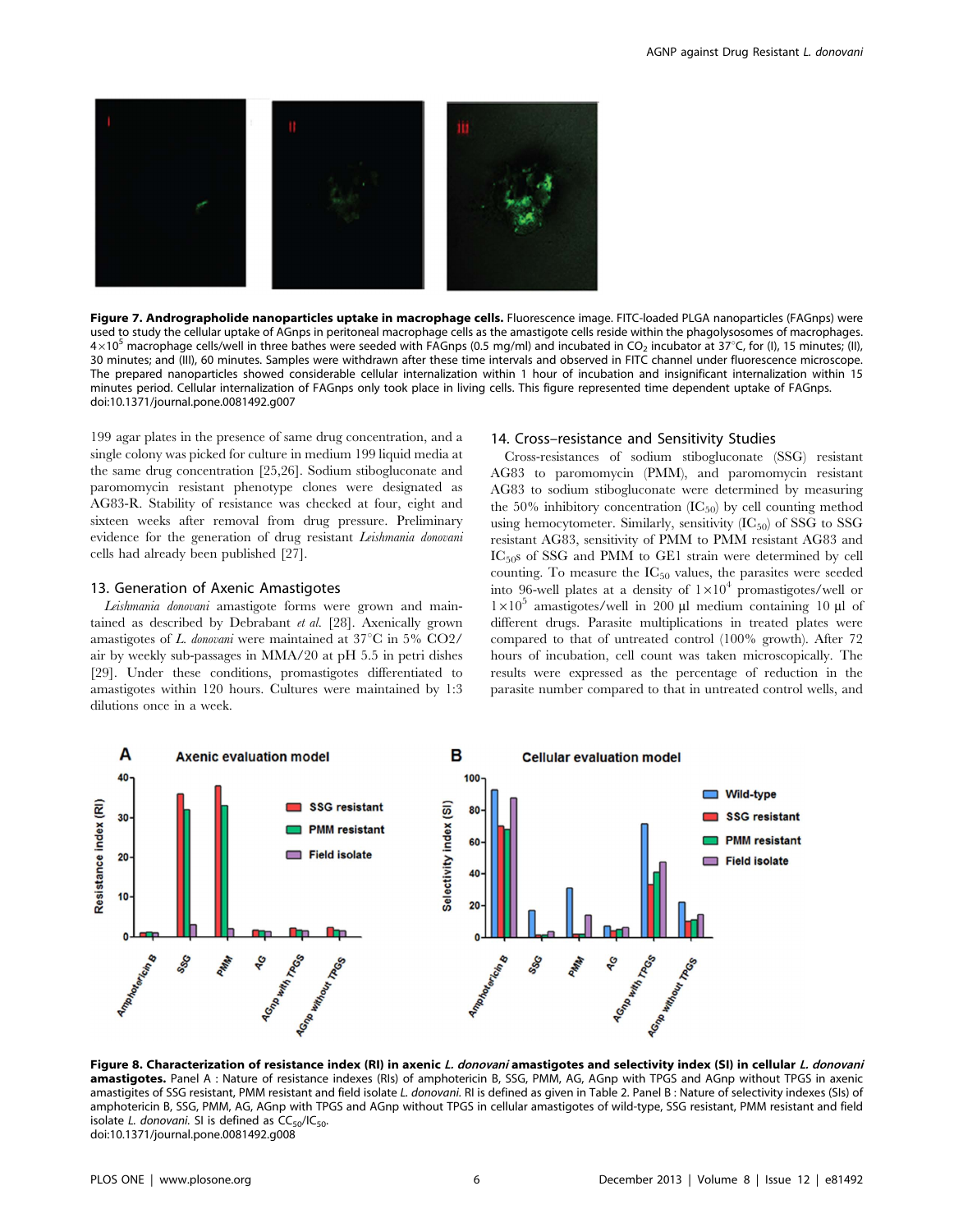**Figure 7. Andrographolide nanoparticles uptake in macrophage cells.** Fluorescence image. FITC-loaded PLGA nanoparticles (FAGnps) were used to study the cellular uptake of AGnps in peritoneal macrophage cells as the amastigote cells reside within the phagolysosomes of macrophages. $4\times10^5$ macrophage cells/well in three bathes were seeded with FAGnps (0.5 mg/ml) and incubated in $CO_2$ incubator at 37°C, for (I), 15 minutes; (II), 30 minutes; and (III), 60 minutes. Samples were withdrawn after these time intervals and observed in FITC channel under fluorescence microscope. The prepared nanoparticles showed considerable cellular internalization within 1 hour of incubation and insignificant internalization within 15 minutes period. Cellular internalization of FAGnps only took place in living cells. This figure represented time dependent uptake of FAGnps.
doi:10.1371/journal.pone.0081492.g007

199 agar plates in the presence of same drug concentration, and a single colony was picked for culture in medium 199 liquid media at the same drug concentration [25,26]. Sodium stibogluconate and paromomycin resistant phenotype clones were designated as AG83-R. Stability of resistance was checked at four, eight and sixteen weeks after removal from drug pressure. Preliminary evidence for the generation of drug resistant *Leishmania donovani* cells had already been published [27].

### 13. Generation of Axenic Amastigotes

*Leishmania donovani* amastigote forms were grown and maintained as described by Debrabant *et al.* [28]. Axenically grown amastigotes of *L. donovani* were maintained at 37°C in 5% CO2/air by weekly sub-passages in MMA/20 at pH 5.5 in petri dishes [29]. Under these conditions, promastigotes differentiated to amastigotes within 120 hours. Cultures were maintained by 1:3 dilutions once in a week.

### 14. Cross–resistance and Sensitivity Studies

Cross-resistances of sodium stibogluconate (SSG) resistant AG83 to paromomycin (PMM), and paromomycin resistant AG83 to sodium stibogluconate were determined by measuring the 50% inhibitory concentration ($IC_{50}$) by cell counting method using hemocytometer. Similarly, sensitivity ($IC_{50}$) of SSG to SSG resistant AG83, sensitivity of PMM to PMM resistant AG83 and $IC_{50}$s of SSG and PMM to GE1 strain were determined by cell counting. To measure the $IC_{50}$ values, the parasites were seeded into 96-well plates at a density of $1\times10^4$ promastigotes/well or $1\times10^5$ amastigotes/well in 200 µl medium containing 10 µl of different drugs. Parasite multiplications in treated plates were compared to that of untreated control (100% growth). After 72 hours of incubation, cell count was taken microscopically. The results were expressed as the percentage of reduction in the parasite number compared to that in untreated control wells, and

**Figure 8. Characterization of resistance index (RI) in axenic *L. donovani* amastigotes and selectivity index (SI) in cellular *L. donovani* amastigotes.** Panel A : Nature of resistance indexes (RIs) of amphotericin B, SSG, PMM, AG, AGnp with TPGS and AGnp without TPGS in axenic amastigites of SSG resistant, PMM resistant and field isolate *L. donovani.* RI is defined as given in Table 2. Panel B : Nature of selectivity indexes (SIs) of amphotericin B, SSG, PMM, AG, AGnp with TPGS and AGnp without TPGS in cellular amastigotes of wild-type, SSG resistant, PMM resistant and field isolate *L. donovani.* SI is defined as $CC_{50}/IC_{50}$.
doi:10.1371/journal.pone.0081492.g008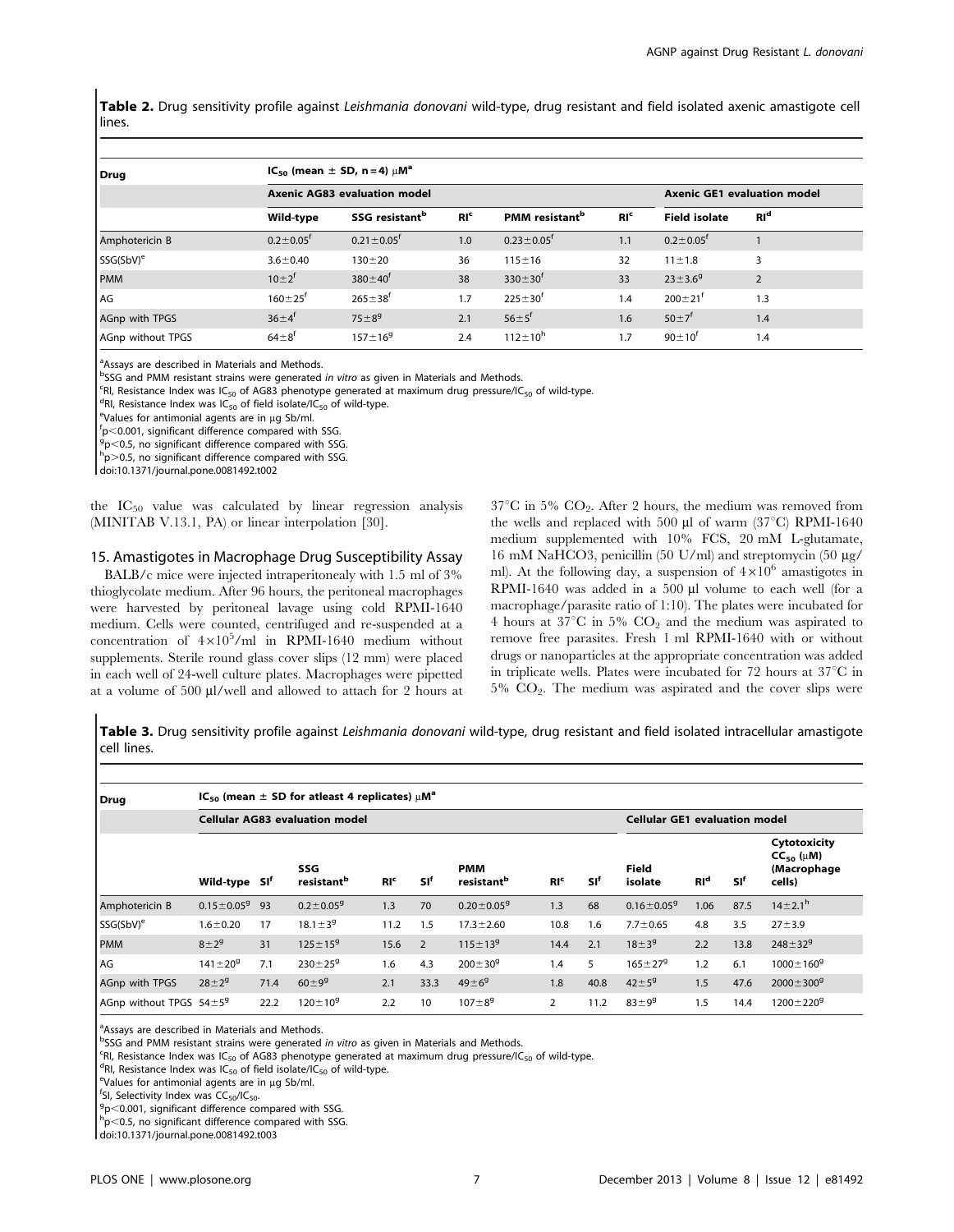**Table 2.** Drug sensitivity profile against *Leishmania donovani* wild-type, drug resistant and field isolated axenic amastigote cell lines.

| Drug | $IC_{50}$ (mean ± SD, n = 4) μM[a] | | | | | | |
|---|---|---|---|---|---|---|---|
| | Axenic AG83 evaluation model | | | | | Axenic GE1 evaluation model | |
| | Wild-type | SSG resistant[b] | RI[c] | PMM resistant[b] | RI[c] | Field isolate | RI[d] |
| Amphotericin B | 0.2±0.05[f] | 0.21±0.05[f] | 1.0 | 0.23±0.05[f] | 1.1 | 0.2±0.05[f] | 1 |
| SSG(SbV)[e] | 3.6±0.40 | 130±20 | 36 | 115±16 | 32 | 11±1.8 | 3 |
| PMM | 10±2[f] | 380±40[f] | 38 | 330±30[f] | 33 | 23±3.6[g] | 2 |
| AG | 160±25[f] | 265±38[f] | 1.7 | 225±30[f] | 1.4 | 200±21[f] | 1.3 |
| AGnp with TPGS | 36±4[f] | 75±8[g] | 2.1 | 56±5[f] | 1.6 | 50±7[f] | 1.4 |
| AGnp without TPGS | 64±8[f] | 157±16[g] | 2.4 | 112±10[h] | 1.7 | 90±10[f] | 1.4 |

[a]Assays are described in Materials and Methods.
[b]SSG and PMM resistant strains were generated *in vitro* as given in Materials and Methods.
[c]RI, Resistance Index was $IC_{50}$ of AG83 phenotype generated at maximum drug pressure/$IC_{50}$ of wild-type.
[d]RI, Resistance Index was $IC_{50}$ of field isolate/$IC_{50}$ of wild-type.
[e]Values for antimonial agents are in μg Sb/ml.
[f]$p<0.001$, significant difference compared with SSG.
[g]$p<0.5$, no significant difference compared with SSG.
[h]$p>0.5$, no significant difference compared with SSG.
doi:10.1371/journal.pone.0081492.t002

the $IC_{50}$ value was calculated by linear regression analysis (MINITAB V.13.1, PA) or linear interpolation [30].

### 15. Amastigotes in Macrophage Drug Susceptibility Assay

BALB/c mice were injected intraperitonealy with 1.5 ml of 3% thioglycolate medium. After 96 hours, the peritoneal macrophages were harvested by peritoneal lavage using cold RPMI-1640 medium. Cells were counted, centrifuged and re-suspended at a concentration of $4\times10^5$/ml in RPMI-1640 medium without supplements. Sterile round glass cover slips (12 mm) were placed in each well of 24-well culture plates. Macrophages were pipetted at a volume of 500 μl/well and allowed to attach for 2 hours at 37°C in 5% $CO_2$. After 2 hours, the medium was removed from the wells and replaced with 500 μl of warm (37°C) RPMI-1640 medium supplemented with 10% FCS, 20 mM L-glutamate, 16 mM $NaHCO_3$, penicillin (50 U/ml) and streptomycin (50 μg/ml). At the following day, a suspension of $4\times10^6$ amastigotes in RPMI-1640 was added in a 500 μl volume to each well (for a macrophage/parasite ratio of 1:10). The plates were incubated for 4 hours at 37°C in 5% $CO_2$ and the medium was aspirated to remove free parasites. Fresh 1 ml RPMI-1640 with or without drugs or nanoparticles at the appropriate concentration was added in triplicate wells. Plates were incubated for 72 hours at 37°C in 5% $CO_2$. The medium was aspirated and the cover slips were

**Table 3.** Drug sensitivity profile against *Leishmania donovani* wild-type, drug resistant and field isolated intracellular amastigote cell lines.

| Drug | $IC_{50}$ (mean ± SD for atleast 4 replicates) μM[a] | | | | | | | | | | | |
|---|---|---|---|---|---|---|---|---|---|---|---|---|
| | Cellular AG83 evaluation model | | | | | | | | Cellular GE1 evaluation model | | | |
| | Wild-type | SI[f] | SSG resistant[b] | RI[c] | SI[f] | PMM resistant[b] | RI[c] | SI[f] | Field isolate | RI[d] | SI[f] | Cytotoxicity $CC_{50}$ (μM) (Macrophage cells) |
| Amphotericin B | 0.15±0.05[g] | 93 | 0.2±0.05[g] | 1.3 | 70 | 0.20±0.05[g] | 1.3 | 68 | 0.16±0.05[g] | 1.06 | 87.5 | 14±2.1[h] |
| SSG(SbV)[e] | 1.6±0.20 | 17 | 18.1±3[g] | 11.2 | 1.5 | 17.3±2.60 | 10.8 | 1.6 | 7.7±0.65 | 4.8 | 3.5 | 27±3.9 |
| PMM | 8±2[g] | 31 | 125±15[g] | 15.6 | 2 | 115±13[g] | 14.4 | 2.1 | 18±3[g] | 2.2 | 13.8 | 248±32[g] |
| AG | 141±20[g] | 7.1 | 230±25[g] | 1.6 | 4.3 | 200±30[g] | 1.4 | 5 | 165±27[g] | 1.2 | 6.1 | 1000±160[g] |
| AGnp with TPGS | 28±2[g] | 71.4 | 60±9[g] | 2.1 | 33.3 | 49±6[g] | 1.8 | 40.8 | 42±5[g] | 1.5 | 47.6 | 2000±300[g] |
| AGnp without TPGS | 54±5[g] | 22.2 | 120±10[g] | 2.2 | 10 | 107±8[g] | 2 | 11.2 | 83±9[g] | 1.5 | 14.4 | 1200±220[g] |

[a]Assays are described in Materials and Methods.
[b]SSG and PMM resistant strains were generated *in vitro* as given in Materials and Methods.
[c]RI, Resistance Index was $IC_{50}$ of AG83 phenotype generated at maximum drug pressure/$IC_{50}$ of wild-type.
[d]RI, Resistance Index was $IC_{50}$ of field isolate/$IC_{50}$ of wild-type.
[e]Values for antimonial agents are in μg Sb/ml.
[f]SI, Selectivity Index was $CC_{50}/IC_{50}$.
[g]$p<0.001$, significant difference compared with SSG.
[h]$p<0.5$, no significant difference compared with SSG.
doi:10.1371/journal.pone.0081492.t003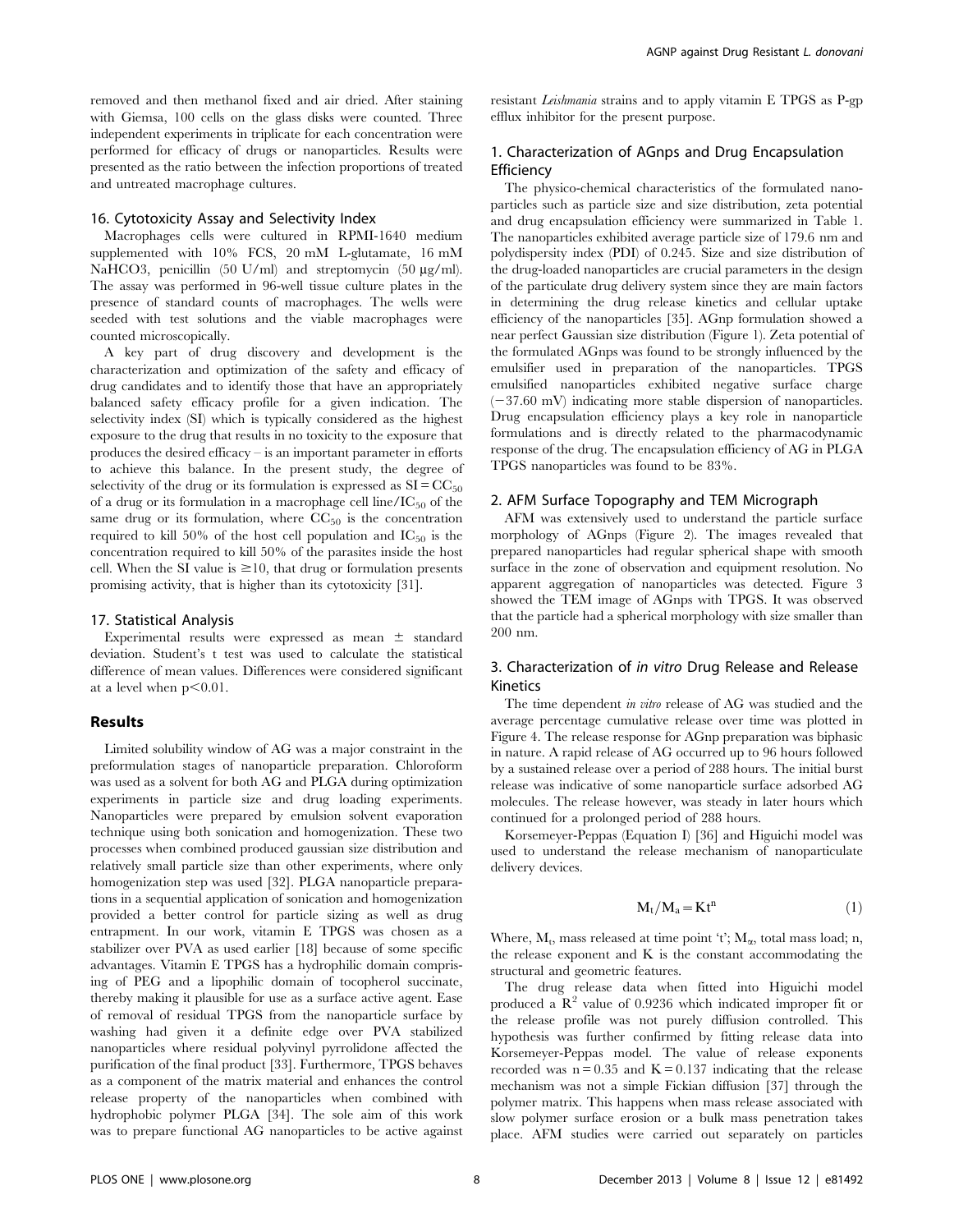removed and then methanol fixed and air dried. After staining with Giemsa, 100 cells on the glass disks were counted. Three independent experiments in triplicate for each concentration were performed for efficacy of drugs or nanoparticles. Results were presented as the ratio between the infection proportions of treated and untreated macrophage cultures.

### 16. Cytotoxicity Assay and Selectivity Index

Macrophages cells were cultured in RPMI-1640 medium supplemented with 10% FCS, 20 mM L-glutamate, 16 mM NaHCO3, penicillin (50 U/ml) and streptomycin (50 μg/ml). The assay was performed in 96-well tissue culture plates in the presence of standard counts of macrophages. The wells were seeded with test solutions and the viable macrophages were counted microscopically.

A key part of drug discovery and development is the characterization and optimization of the safety and efficacy of drug candidates and to identify those that have an appropriately balanced safety efficacy profile for a given indication. The selectivity index (SI) which is typically considered as the highest exposure to the drug that results in no toxicity to the exposure that produces the desired efficacy – is an important parameter in efforts to achieve this balance. In the present study, the degree of selectivity of the drug or its formulation is expressed as $SI = CC_{50}$ of a drug or its formulation in a macrophage cell line/$IC_{50}$ of the same drug or its formulation, where $CC_{50}$ is the concentration required to kill 50% of the host cell population and $IC_{50}$ is the concentration required to kill 50% of the parasites inside the host cell. When the SI value is $\geq 10$, that drug or formulation presents promising activity, that is higher than its cytotoxicity [31].

### 17. Statistical Analysis

Experimental results were expressed as mean ± standard deviation. Student's t test was used to calculate the statistical difference of mean values. Differences were considered significant at a level when $p<0.01$.

## Results

Limited solubility window of AG was a major constraint in the preformulation stages of nanoparticle preparation. Chloroform was used as a solvent for both AG and PLGA during optimization experiments in particle size and drug loading experiments. Nanoparticles were prepared by emulsion solvent evaporation technique using both sonication and homogenization. These two processes when combined produced gaussian size distribution and relatively small particle size than other experiments, where only homogenization step was used [32]. PLGA nanoparticle preparations in a sequential application of sonication and homogenization provided a better control for particle sizing as well as drug entrapment. In our work, vitamin E TPGS was chosen as a stabilizer over PVA as used earlier [18] because of some specific advantages. Vitamin E TPGS has a hydrophilic domain comprising of PEG and a lipophilic domain of tocopherol succinate, thereby making it plausible for use as a surface active agent. Ease of removal of residual TPGS from the nanoparticle surface by washing had given it a definite edge over PVA stabilized nanoparticles where residual polyvinyl pyrrolidone affected the purification of the final product [33]. Furthermore, TPGS behaves as a component of the matrix material and enhances the control release property of the nanoparticles when combined with hydrophobic polymer PLGA [34]. The sole aim of this work was to prepare functional AG nanoparticles to be active against resistant *Leishmania* strains and to apply vitamin E TPGS as P-gp efflux inhibitor for the present purpose.

### 1. Characterization of AGnps and Drug Encapsulation Efficiency

The physico-chemical characteristics of the formulated nanoparticles such as particle size and size distribution, zeta potential and drug encapsulation efficiency were summarized in Table 1. The nanoparticles exhibited average particle size of 179.6 nm and polydispersity index (PDI) of 0.245. Size and size distribution of the drug-loaded nanoparticles are crucial parameters in the design of the particulate drug delivery system since they are main factors in determining the drug release kinetics and cellular uptake efficiency of the nanoparticles [35]. AGnp formulation showed a near perfect Gaussian size distribution (Figure 1). Zeta potential of the formulated AGnps was found to be strongly influenced by the emulsifier used in preparation of the nanoparticles. TPGS emulsified nanoparticles exhibited negative surface charge (−37.60 mV) indicating more stable dispersion of nanoparticles. Drug encapsulation efficiency plays a key role in nanoparticle formulations and is directly related to the pharmacodynamic response of the drug. The encapsulation efficiency of AG in PLGA TPGS nanoparticles was found to be 83%.

### 2. AFM Surface Topography and TEM Micrograph

AFM was extensively used to understand the particle surface morphology of AGnps (Figure 2). The images revealed that prepared nanoparticles had regular spherical shape with smooth surface in the zone of observation and equipment resolution. No apparent aggregation of nanoparticles was detected. Figure 3 showed the TEM image of AGnps with TPGS. It was observed that the particle had a spherical morphology with size smaller than 200 nm.

### 3. Characterization of *in vitro* Drug Release and Release Kinetics

The time dependent *in vitro* release of AG was studied and the average percentage cumulative release over time was plotted in Figure 4. The release response for AGnp preparation was biphasic in nature. A rapid release of AG occurred up to 96 hours followed by a sustained release over a period of 288 hours. The initial burst release was indicative of some nanoparticle surface adsorbed AG molecules. The release however, was steady in later hours which continued for a prolonged period of 288 hours.

Korsemeyer-Peppas (Equation I) [36] and Higuichi model was used to understand the release mechanism of nanoparticulate delivery devices.

$$M_t/M_a = Kt^n \tag{1}$$

Where, $M_t$, mass released at time point 't'; $M_\alpha$, total mass load; n, the release exponent and K is the constant accommodating the structural and geometric features.

The drug release data when fitted into Higuichi model produced a $R^2$ value of 0.9236 which indicated improper fit or the release profile was not purely diffusion controlled. This hypothesis was further confirmed by fitting release data into Korsemeyer-Peppas model. The value of release exponents recorded was $n = 0.35$ and $K = 0.137$ indicating that the release mechanism was not a simple Fickian diffusion [37] through the polymer matrix. This happens when mass release associated with slow polymer surface erosion or a bulk mass penetration takes place. AFM studies were carried out separately on particles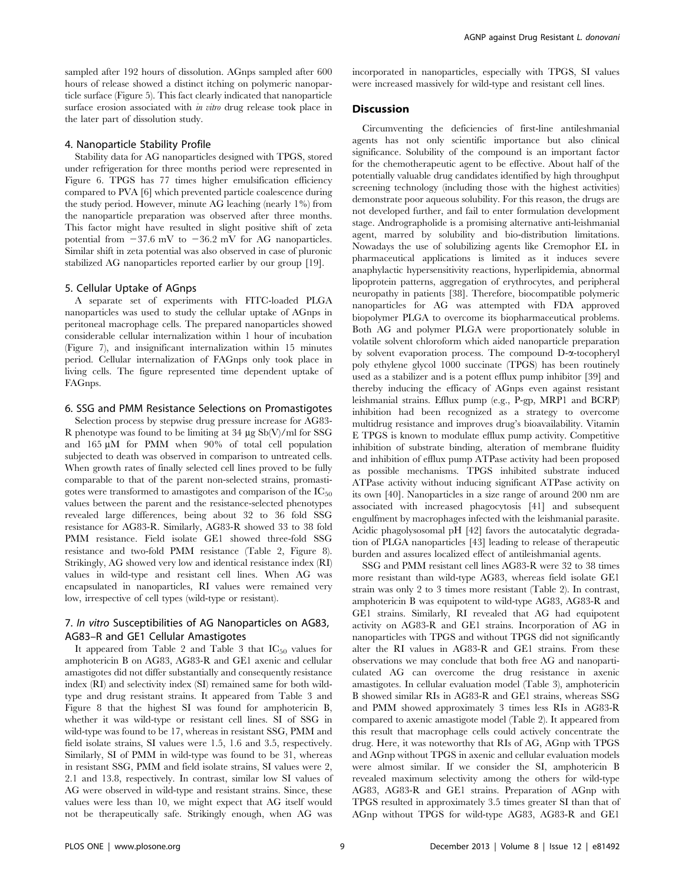sampled after 192 hours of dissolution. AGnps sampled after 600 hours of release showed a distinct itching on polymeric nanoparticle surface (Figure 5). This fact clearly indicated that nanoparticle surface erosion associated with *in vitro* drug release took place in the later part of dissolution study.

### 4. Nanoparticle Stability Profile

Stability data for AG nanoparticles designed with TPGS, stored under refrigeration for three months period were represented in Figure 6. TPGS has 77 times higher emulsification efficiency compared to PVA [6] which prevented particle coalescence during the study period. However, minute AG leaching (nearly 1%) from the nanoparticle preparation was observed after three months. This factor might have resulted in slight positive shift of zeta potential from −37.6 mV to −36.2 mV for AG nanoparticles. Similar shift in zeta potential was also observed in case of pluronic stabilized AG nanoparticles reported earlier by our group [19].

### 5. Cellular Uptake of AGnps

A separate set of experiments with FITC-loaded PLGA nanoparticles was used to study the cellular uptake of AGnps in peritoneal macrophage cells. The prepared nanoparticles showed considerable cellular internalization within 1 hour of incubation (Figure 7), and insignificant internalization within 15 minutes period. Cellular internalization of FAGnps only took place in living cells. The figure represented time dependent uptake of FAGnps.

### 6. SSG and PMM Resistance Selections on Promastigotes

Selection process by stepwise drug pressure increase for AG83-R phenotype was found to be limiting at 34 µg Sb(V)/ml for SSG and 165 µM for PMM when 90% of total cell population subjected to death was observed in comparison to untreated cells. When growth rates of finally selected cell lines proved to be fully comparable to that of the parent non-selected strains, promastigotes were transformed to amastigotes and comparison of the $IC_{50}$ values between the parent and the resistance-selected phenotypes revealed large differences, being about 32 to 36 fold SSG resistance for AG83-R. Similarly, AG83-R showed 33 to 38 fold PMM resistance. Field isolate GE1 showed three-fold SSG resistance and two-fold PMM resistance (Table 2, Figure 8). Strikingly, AG showed very low and identical resistance index (RI) values in wild-type and resistant cell lines. When AG was encapsulated in nanoparticles, RI values were remained very low, irrespective of cell types (wild-type or resistant).

### 7. *In vitro* Susceptibilities of AG Nanoparticles on AG83, AG83–R and GE1 Cellular Amastigotes

It appeared from Table 2 and Table 3 that $IC_{50}$ values for amphotericin B on AG83, AG83-R and GE1 axenic and cellular amastigotes did not differ substantially and consequently resistance index (RI) and selectivity index (SI) remained same for both wild-type and drug resistant strains. It appeared from Table 3 and Figure 8 that the highest SI was found for amphotericin B, whether it was wild-type or resistant cell lines. SI of SSG in wild-type was found to be 17, whereas in resistant SSG, PMM and field isolate strains, SI values were 1.5, 1.6 and 3.5, respectively. Similarly, SI of PMM in wild-type was found to be 31, whereas in resistant SSG, PMM and field isolate strains, SI values were 2, 2.1 and 13.8, respectively. In contrast, similar low SI values of AG were observed in wild-type and resistant strains. Since, these values were less than 10, we might expect that AG itself would not be therapeutically safe. Strikingly enough, when AG was incorporated in nanoparticles, especially with TPGS, SI values were increased massively for wild-type and resistant cell lines.

## Discussion

Circumventing the deficiencies of first-line antileshmanial agents has not only scientific importance but also clinical significance. Solubility of the compound is an important factor for the chemotherapeutic agent to be effective. About half of the potentially valuable drug candidates identified by high throughput screening technology (including those with the highest activities) demonstrate poor aqueous solubility. For this reason, the drugs are not developed further, and fail to enter formulation development stage. Andrographolide is a promising alternative anti-leishmanial agent, marred by solubility and bio-distribution limitations. Nowadays the use of solubilizing agents like Cremophor EL in pharmaceutical applications is limited as it induces severe anaphylactic hypersensitivity reactions, hyperlipidemia, abnormal lipoprotein patterns, aggregation of erythrocytes, and peripheral neuropathy in patients [38]. Therefore, biocompatible polymeric nanoparticles for AG was attempted with FDA approved biopolymer PLGA to overcome its biopharmaceutical problems. Both AG and polymer PLGA were proportionately soluble in volatile solvent chloroform which aided nanoparticle preparation by solvent evaporation process. The compound D-α-tocopheryl poly ethylene glycol 1000 succinate (TPGS) has been routinely used as a stabilizer and is a potent efflux pump inhibitor [39] and thereby inducing the efficacy of AGnps even against resistant leishmanial strains. Efflux pump (e.g., P-gp, MRP1 and BCRP) inhibition had been recognized as a strategy to overcome multidrug resistance and improves drug's bioavailability. Vitamin E TPGS is known to modulate efflux pump activity. Competitive inhibition of substrate binding, alteration of membrane fluidity and inhibition of efflux pump ATPase activity had been proposed as possible mechanisms. TPGS inhibited substrate induced ATPase activity without inducing significant ATPase activity on its own [40]. Nanoparticles in a size range of around 200 nm are associated with increased phagocytosis [41] and subsequent engulfment by macrophages infected with the leishmanial parasite. Acidic phagolysosomal pH [42] favors the autocatalytic degradation of PLGA nanoparticles [43] leading to release of therapeutic burden and assures localized effect of antileishmanial agents.

SSG and PMM resistant cell lines AG83-R were 32 to 38 times more resistant than wild-type AG83, whereas field isolate GE1 strain was only 2 to 3 times more resistant (Table 2). In contrast, amphotericin B was equipotent to wild-type AG83, AG83-R and GE1 strains. Similarly, RI revealed that AG had equipotent activity on AG83-R and GE1 strains. Incorporation of AG in nanoparticles with TPGS and without TPGS did not significantly alter the RI values in AG83-R and GE1 strains. From these observations we may conclude that both free AG and nanoparticulated AG can overcome the drug resistance in axenic amastigotes. In cellular evaluation model (Table 3), amphotericin B showed similar RIs in AG83-R and GE1 strains, whereas SSG and PMM showed approximately 3 times less RIs in AG83-R compared to axenic amastigote model (Table 2). It appeared from this result that macrophage cells could actively concentrate the drug. Here, it was noteworthy that RIs of AG, AGnp with TPGS and AGnp without TPGS in axenic and cellular evaluation models were almost similar. If we consider the SI, amphotericin B revealed maximum selectivity among the others for wild-type AG83, AG83-R and GE1 strains. Preparation of AGnp with TPGS resulted in approximately 3.5 times greater SI than that of AGnp without TPGS for wild-type AG83, AG83-R and GE1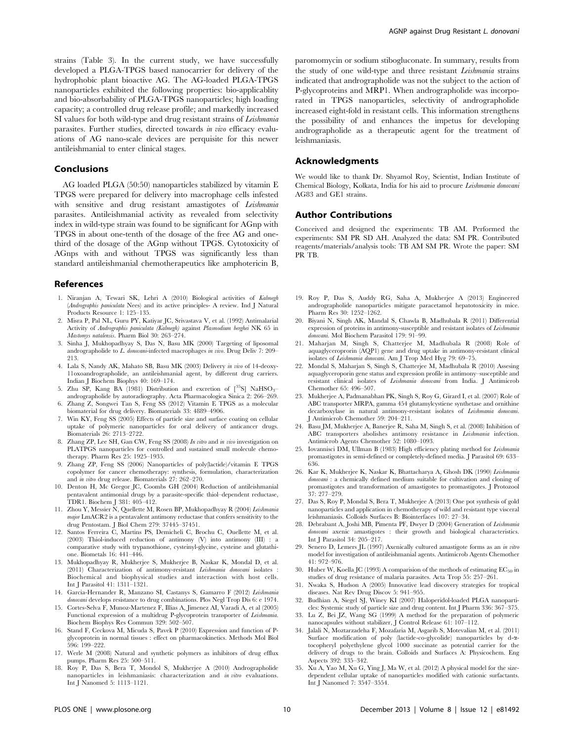strains (Table 3). In the current study, we have successfully developed a PLGA-TPGS based nanocarrier for delivery of the hydrophobic plant bioactive AG. The AG-loaded PLGA-TPGS nanoparticles exhibited the following properties: bio-applicablity and bio-absorbability of PLGA-TPGS nanoparticles; high loading capacity; a controlled drug release profile; and markedly increased SI values for both wild-type and drug resistant strains of *Leishmania* parasites. Further studies, directed towards *in vivo* efficacy evaluations of AG nano-scale devices are perquisite for this newer antileishmanial to enter clinical stages.

## Conclusions

AG loaded PLGA (50:50) nanoparticles stabilized by vitamin E TPGS were prepared for delivery into macrophage cells infested with sensitive and drug resistant amastigotes of *Leishmania* parasites. Antileishmanial activity as revealed from selectivity index in wild-type strain was found to be significant for AGnp with TPGS in about one-tenth of the dosage of the free AG and one-third of the dosage of the AGnp without TPGS. Cytotoxicity of AGnps with and without TPGS was significantly less than standard antileishmanial chemotherapeutics like amphotericin B, paromomycin or sodium stibogluconate. In summary, results from the study of one wild-type and three resistant *Leishmania* strains indicated that andrographolide was not the subject to the action of P-glycoproteins and MRP1. When andrographolide was incorporated in TPGS nanoparticles, selectivity of andrographolide increased eight-fold in resistant cells. This information strengthens the possibility of and enhances the impetus for developing andrographolide as a therapeutic agent for the treatment of leishmaniasis.

## Acknowledgments

We would like to thank Dr. Shyamol Roy, Scientist, Indian Institute of Chemical Biology, Kolkata, India for his aid to procure *Leishmania donovani* AG83 and GE1 strains.

## Author Contributions

Conceived and designed the experiments: TB AM. Performed the experiments: SM PR SD AH. Analyzed the data: SM PR. Contributed reagents/materials/analysis tools: TB AM SM PR. Wrote the paper: SM PR TB.

## References

1. Niranjan A, Tewari SK, Lehri A (2010) Biological activities of *Kalmegh* (*Andrographis paniculata* Nees) and its active principles- A review. Ind J Natural Products Resource 1: 125–135.
2. Misra P, Pal NL, Guru PY, Katiyar JC, Srivastava V, et al. (1992) Antimalarial Activity of *Andrographis paniculata (Kalmegh)* against *Plasmodium berghei* NK 65 in *Mastomys natalensis*. Pharm Biol 30: 263–274.
3. Sinha J, Mukhopadhyay S, Das N, Basu MK (2000) Targeting of liposomal andrographolide to *L. donovani*-infected macrophages *in vivo*. Drug Deliv 7: 209–213.
4. Lala S, Nandy AK, Mahato SB, Basu MK (2003) Delivery *in vivo* of 14-deoxy-11oxoandrographolide, an antileishmanial agent, by different drug carriers. Indian J Biochem Biophys 40: 169–174.
5. Zhu SP, Kang BA (1981) Distribution and excretion of [$^{35}$S] $NaHSO_3$–andrographolide by autoradiography. Acta Pharmacologica Sinica 2: 266–269.
6. Zhang Z, Songwei Tan S, Feng SS (2012) Vitamin E TPGS as a molecular biomaterial for drug delivery. Biomaterials 33: 4889–4906.
7. Win KY, Feng SS (2005) Effects of particle size and surface coating on cellular uptake of polymeric nanoparticles for oral delivery of anticancer drugs. Biomaterials 26: 2713–2722.
8. Zhang ZP, Lee SH, Gan CW, Feng SS (2008) *In vitro* and *in vivo* investigation on PLATPGS nanoparticles for controlled and sustained small molecule chemotherapy. Pharm Res 25: 1925–1935.
9. Zhang ZP, Feng SS (2006) Nanoparticles of poly(lactide)/vitamin E TPGS copolymer for cancer chemotherapy: synthesis, formulation, characterization and *in vitro* drug release. Biomaterials 27: 262–270.
10. Denton H, Mc Gregor JC, Coombs GH (2004) Reduction of antileishmanial pentavalent antimonial drugs by a parasite-specific thiol–dependent reductase, TDR1. Biochem J 381: 405–412.
11. Zhou Y, Messier N, Quellette M, Rosen BP, Mukhopadhyay R (2004) *Leishmania major* LmACR2 is a pentavalent antimony reductase that confers sensitivity to the drug Pentostam. J Biol Chem 279: 37445–37451.
12. Santos Ferreira C, Martins PS, Demicheli C, Brochu C, Ouellette M, et al. (2003) Thiol-induced reduction of antimony (V) into antimony (III) : a comparative study with trypanothione, cysteinyl-glycine, cysteine and glutathione. Biometals 16: 441–446.
13. Mukhopadhyay R, Mukherjee S, Mukherjee B, Naskar K, Mondal D, et al. (2011) Characterization of antimony-resistant *Leishmania donovani* isolates : Biochemical and biophysical studies and interaction with host cells. Int J Parasitol 41: 1311–1321.
14. Garcia-Hernander R, Manzano SI, Castanys S, Gamarro F (2012) *Leishmania donovani* develops resistance to drug combinations. Plos Negl Trop Dis 6: e 1974.
15. Cortes-Selva F, Munoz-Martenez F, Illias A, Jimenez AI, Varadi A, et al (2005) Functional expression of a multidrug P-glycoprotein transporter of *Leishmania*. Biochem Biophys Res Commun 329: 502–507.
16. Stand F, Ceckova M, Micuda S, Pavek P (2010) Expression and function of P-glycoprotein in normal tissues : effect on pharmacokinetics. Methods Mol Biol 596: 199–222.
17. Werle M (2008) Natural and synthetic polymers as inhibitors of drug efflux pumps. Pharm Res 25: 500–511.
18. Roy P, Das S, Bera T, Mondol S, Mukherjee A (2010) Andrographolide nanoparticles in leishmaniasis: characterization and *in vitro* evaluations. Int J Nanomed 5: 1113–1121.
19. Roy P, Das S, Auddy RG, Saha A, Mukherjee A (2013) Engineered andrographolide nanoparticles mitigate paracetamol hepatotoxicity in mice. Pharm Res 30: 1252–1262.
20. Biyani N, Singh AK, Mandal S, Chawla B, Madhubala R (2011) Differential expression of proteins in antimony-susceptible and resistant isolates of *Leishmania donovani*. Mol Biochem Parasitol 179: 91–99.
21. Maharjan M, Singh S, Chatterjee M, Madhubala R (2008) Role of aquaglyceroprorin (AQP1) gene and drug uptake in antimony-resistant clinical isolates of *Leishmania donovani*. Am J Trop Med Hyg 79: 69–75.
22. Mondal S, Maharjan S, Singh S, Chatterjee M, Madhubala R (2010) Assesing aquaglyceroporin gene status and expression profile in antimony–susceptible and resistant clinical isolates of *Leishmania donovani* from India. J Antimicrob Chemother 65: 496–507.
23. Mukherjee A, Padmanabhan PK, Singh S, Roy G, Girard I, et al. (2007) Role of ABC transporter MRPA, gamma 454 glutamylcystiene synthetase and ornithine decarboxylase in natural antimony-resistant isolates of *Leishmania donovani*. J Antimicrob Chemother 59: 204–211.
24. Basu JM, Mukherjee A, Banerjee R, Saha M, Singh S, et al. (2008) Inhibition of ABC transporters abolishes antimony resistance in *Leishmania* infection. Antimicrob Agents Chemother 52: 1080–1093.
25. Iovannisci DM, Ullman B (1983) High efficiency plating method for *Leishmania* promastigotes in semi-defined or completely-defined media. J Parasitol 69: 633–636.
26. Kar K, Mukherjee K, Naskar K, Bhattacharya A, Ghosh DK (1990) *Leishmania donovani* : a chemically defined medium suitable for cultivation and cloning of promastigotes and transformation of amastigotes to promastigotes. J Protozool 37: 277–279.
27. Das S, Roy P, Mondal S, Bera T, Mukherjee A (2013) One pot synthesis of gold nanoparticles and application in chemotherapy of wild and resistant type visceral leishmaniasis. Colloids Surfaces B: Biointerfaces 107: 27–34.
28. Debrabant A, Joshi MB, Pimenta PF, Dwyer D (2004) Generation of *Leishmania donovani* axenic amastigotes : their growth and biological characteristics. Int J Parasitol 34: 205–217.
29. Senero D, Lemers JL (1997) Axenically cultured amastigote forms as an *in vitro* model for investigation of antileishmanial agents. Antimicrob Agents Chemother 41: 972–976.
30. Huber W, Koella JC (1993) A comparision of the methods of estimating $EC_{50}$ in studies of drug resistance of malaria parasites. Acta Trop 55: 257–261.
31. Nwaka S, Hudson A (2005) Innovative lead discovery strategies for tropical diseases. Nat Rev Drug Discov 5: 941–955.
32. Budhian A, Siegel SJ, Winey KI (2007) Haloperidol-loaded PLGA nanoparticles: Systemic study of particle size and drug content. Int J Pharm 336: 367–375.
33. Lu Z, Bei JZ, Wang SG (1999) A method for the preparation of polymeric nanocapsules without stabilizer, J Control Release 61: 107–112.
34. Jalali N, Moztarzadeha F, Mozafaria M, Asgarib S, Motevalian M, et al. (2011) Surface modification of poly (lactide-co-glycolide) nanoparticles by d-α-tocopheryl polyethylene glycol 1000 succinate as potential carrier for the delivery of drugs to the brain. Colloids and Surfaces A: Physicochem. Eng Aspects 392: 335–342.
35. Xu A, Yao M, Xu G, Ying J, Ma W, et al. (2012) A physical model for the size-dependent cellular uptake of nanoparticles modified with cationic surfactants. Int J Nanomed 7: 3547–3554.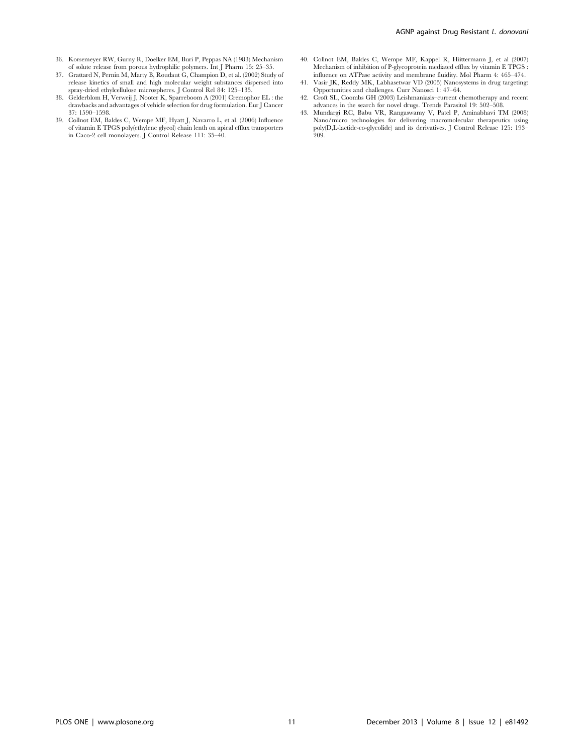36. Korsemeyer RW, Gurny R, Doelker EM, Buri P, Peppas NA (1983) Mechanism of solute release from porous hydrophilic polymers. Int J Pharm 15: 25–35.
37. Grattard N, Pernin M, Marty B, Roudaut G, Champion D, et al. (2002) Study of release kinetics of small and high molecular weight substances dispersed into spray-dried ethylcellulose microspheres. J Control Rel 84: 125–135.
38. Gelderblom H, Verweij J, Nooter K, Sparreboom A (2001) Cremophor EL : the drawbacks and advantages of vehicle selection for drug formulation. Eur J Cancer 37: 1590–1598.
39. Collnot EM, Baldes C, Wempe MF, Hyatt J, Navarro L, et al. (2006) Influence of vitamin E TPGS poly(ethylene glycol) chain lenth on apical efflux transporters in Caco-2 cell monolayers. J Control Release 111: 35–40.
40. Collnot EM, Baldes C, Wempe MF, Kappel R, Hiittermann J, et al (2007) Mechanism of inhibition of P-glycoprotein mediated efflux by vitamin E TPGS : influence on ATPase activity and membrane fluidity. Mol Pharm 4: 465–474.
41. Vasir JK, Reddy MK, Labhasetwar VD (2005) Nanosystems in drug targeting: Opportunities and challenges. Curr Nanosci 1: 47–64.
42. Croft SL, Coombs GH (2003) Leishmaniasis–current chemotherapy and recent advances in the search for novel drugs. Trends Parasitol 19: 502–508.
43. Mundargi RC, Babu VR, Rangaswamy V, Patel P, Aminabhavi TM (2008) Nano/micro technologies for delivering macromolecular therapeutics using poly(D,L-lactide-co-glycolide) and its derivatives. J Control Release 125: 193–209.